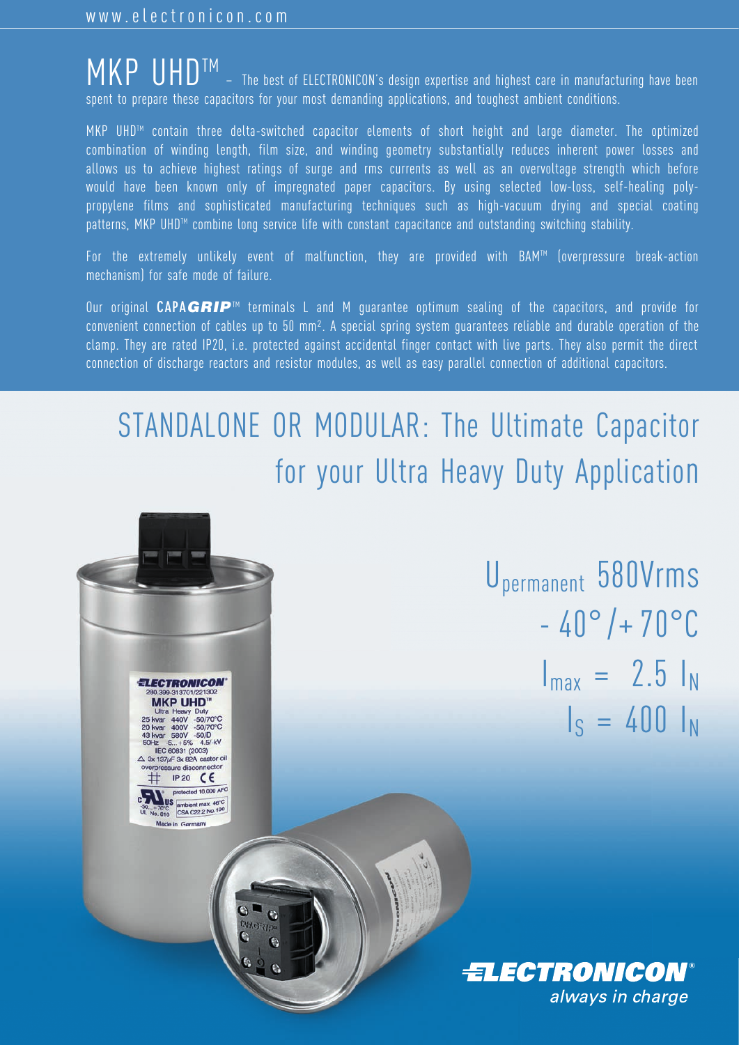www.electronicon.com

# MKP UHD™

– The best of ELECTRONICON's design expertise and highest care in manufacturing have been spent to prepare these capacitors for your most demanding applications, and toughest ambient conditions.

MKP UHD™ contain three delta-switched capacitor elements of short height and large diameter. The optimized combination of winding length, film size, and winding geometry substantially reduces inherent power losses and allows us to achieve highest ratings of surge and rms currents as well as an overvoltage strength which before would have been known only of impregnated paper capacitors. By using selected low-loss, self-healing polypropylene films and sophisticated manufacturing techniques such as high-vacuum drying and special coating patterns, MKP UHD™ combine long service life with constant capacitance and outstanding switching stability.

For the extremely unlikely event of malfunction, they are provided with BAM™ (overpressure break-action mechanism) for safe mode of failure.

Our original **CAPAGRIP**™ terminals L and M guarantee optimum sealing of the capacitors, and provide for convenient connection of cables up to 50 mm². A special spring system guarantees reliable and durable operation of the clamp. They are rated IP20, i.e. protected against accidental finger contact with live parts. They also permit the direct connection of discharge reactors and resistor modules, as well as easy parallel connection of additional capacitors.

## STANDALONE OR MODULAR: The Ultimate Capacitor for your Ultra Heavy Duty Application

$U_{permanent}$ 580Vrms

- 40° / + 70°C

$I_{max} = 2.5\ I_N$

$I_S = 400\ I_N$

ELECTRONICON®
*always in charge*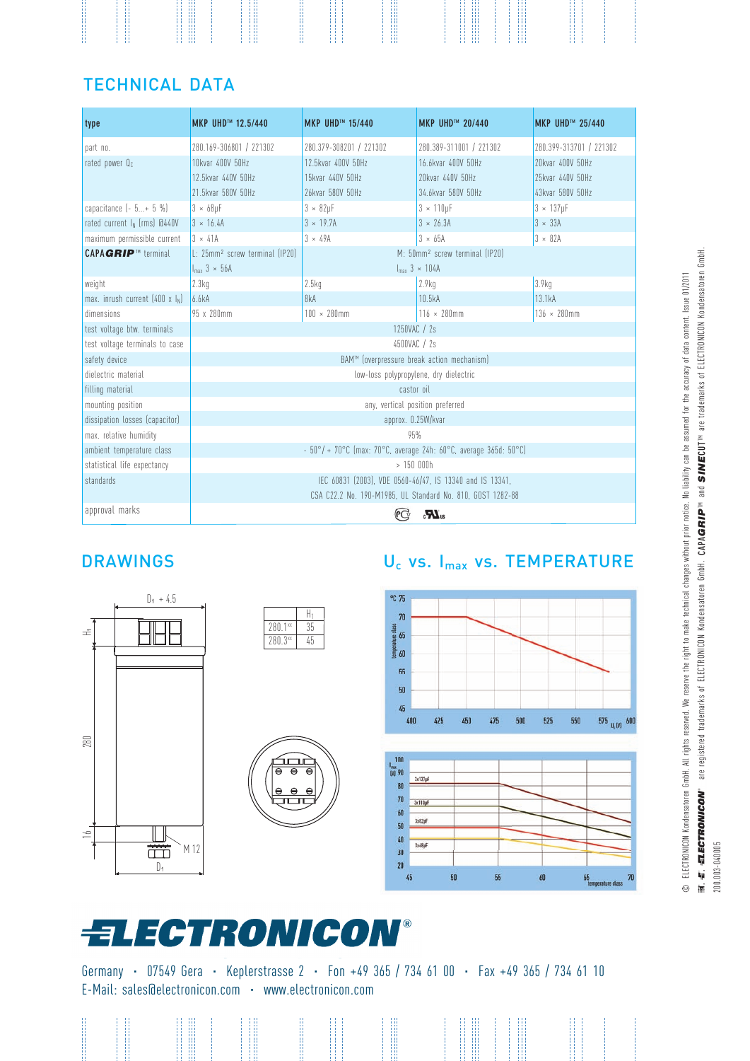## TECHNICAL DATA

| type | MKP UHD™ 12.5/440 | MKP UHD™ 15/440 | MKP UHD™ 20/440 | MKP UHD™ 25/440 |
|---|---|---|---|---|
| part no. | 280.169-306801 / 221302 | 280.379-308201 / 221302 | 280.389-311001 / 221302 | 280.399-313701 / 221302 |
| rated power $Q_C$ | 10kvar 400V 50Hz<br>12.5kvar 440V 50Hz<br>21.5kvar 580V 50Hz | 12.5kvar 400V 50Hz<br>15kvar 440V 50Hz<br>26kvar 580V 50Hz | 16.6kvar 400V 50Hz<br>20kvar 440V 50Hz<br>34.6kvar 580V 50Hz | 20kvar 400V 50Hz<br>25kvar 440V 50Hz<br>43kvar 580V 50Hz |
| capacitance (- 5...+ 5 %) | 3 × 68µF | 3 × 82µF | 3 × 110µF | 3 × 137µF |
| rated current $I_N$ (rms) @440V | 3 × 16.4A | 3 × 19.7A | 3 × 26.3A | 3 × 33A |
| maximum permissible current | 3 × 41A | 3 × 49A | 3 × 65A | 3 × 82A |
| **CAPAGRIP**™ terminal | L: 25mm² screw terminal (IP20)<br>$I_{max}$ 3 × 56A | M: 50mm² screw terminal (IP20)<br>$I_{max}$ 3 × 104A | | |
| weight | 2.3kg | 2.5kg | 2.9kg | 3.9kg |
| max. inrush current (400 x $I_N$) | 6.6kA | 8kA | 10.5kA | 13.1kA |
| dimensions | 95 x 280mm | 100 × 280mm | 116 × 280mm | 136 × 280mm |
| test voltage btw. terminals | 1250VAC / 2s | | | |
| test voltage terminals to case | 4500VAC / 2s | | | |
| safety device | BAM™ (overpressure break action mechanism) | | | |
| dielectric material | low-loss polypropylene, dry dielectric | | | |
| filling material | castor oil | | | |
| mounting position | any, vertical position preferred | | | |
| dissipation losses (capacitor) | approx. 0.25W/kvar | | | |
| max. relative humidity | 95% | | | |
| ambient temperature class | - 50°/ + 70°C (max: 70°C, average 24h: 60°C, average 365d: 50°C) | | | |
| statistical life expectancy | > 150 000h | | | |
| standards | IEC 60831 (2003), VDE 0560-46/47, IS 13340 and IS 13341, CSA C22.2 No. 190-M1985, UL Standard No. 810, GOST 1282-88 | | | |
| approval marks | | | | |

## DRAWINGS

$D_1$ + 4.5

$H_1$

280

16

M 12

$D_1$

| | $H_1$ |
|---|---|
| 280.1** | 35 |
| 280.3** | 45 |

## $U_C$ vs. $I_{max}$ vs. TEMPERATURE

°C 75
70
65
60
55
50
45
temperature class
400 425 450 475 500 525 550 575 600
$U_C$ (V)

$I_{max}$ (A)
100
90
80
70
60
50
40
30
20
3x137µF
3x110µF
3x82µF
3x68µF
45 50 55 60 65 70
temperature class

**ELECTRONICON®**

Germany · 07549 Gera · Keplerstrasse 2 · Fon +49 365 / 734 61 00 · Fax +49 365 / 734 61 10
E-Mail: sales@electronicon.com · www.electronicon.com

© ELECTRONICON Kondensatoren GmbH. All rights reserved. We reserve the right to make technical changes without prior notice. No liability can be assumed for the accuracy of data content. Issue 01/2011
**ELECTRONICON**® are registered trademarks of ELECTRONICON Kondensatoren GmbH. **CAPAGRIP**™ and **SINECUT**™ are trademarks of ELECTRONICON Kondensatoren GmbH.
200.003-040005